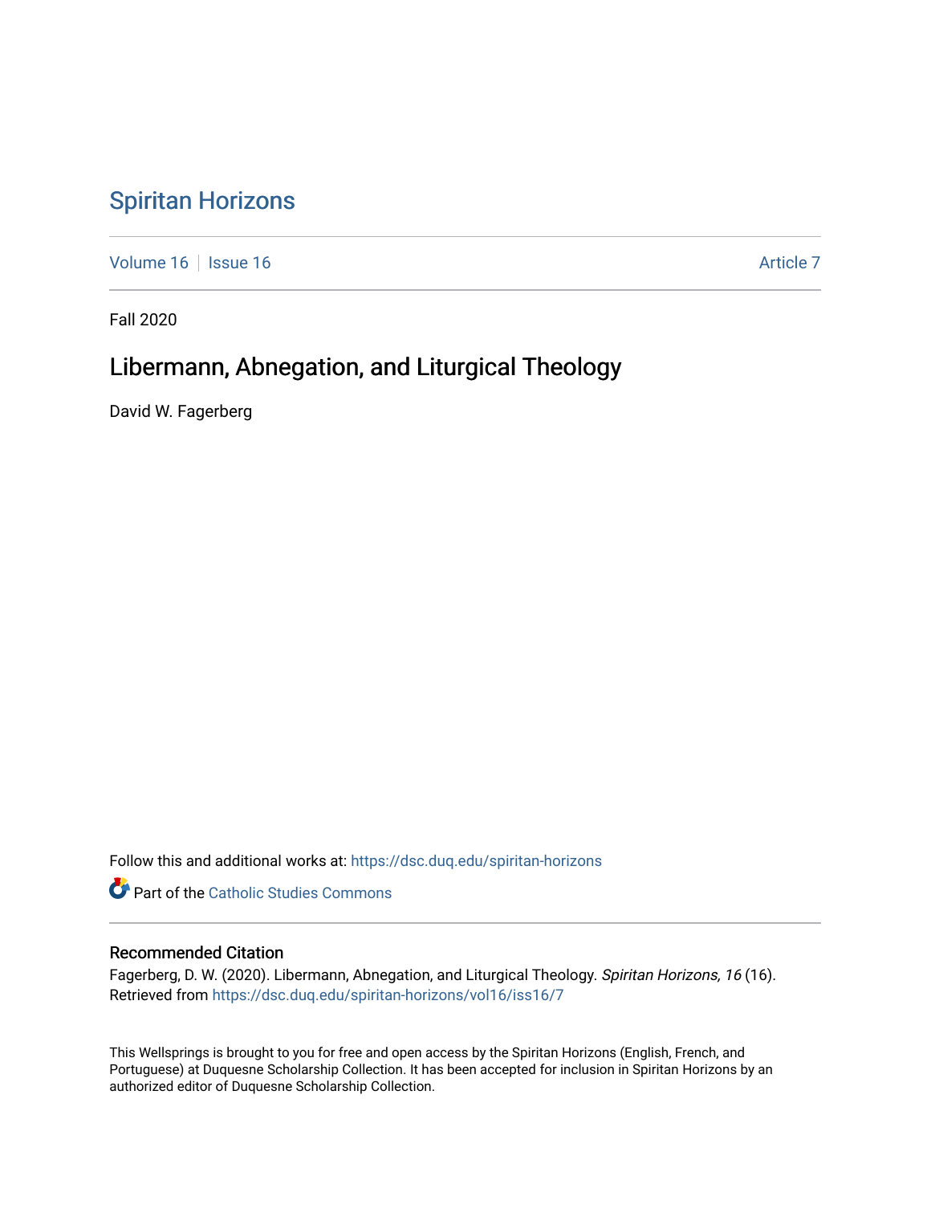# Spiritan Horizons

Volume 16 | Issue 16 | Article 7

Fall 2020

## Libermann, Abnegation, and Liturgical Theology

David W. Fagerberg

Follow this and additional works at: https://dsc.duq.edu/spiritan-horizons

Part of the Catholic Studies Commons

### Recommended Citation

Fagerberg, D. W. (2020). Libermann, Abnegation, and Liturgical Theology. *Spiritan Horizons, 16* (16). Retrieved from https://dsc.duq.edu/spiritan-horizons/vol16/iss16/7

This Wellsprings is brought to you for free and open access by the Spiritan Horizons (English, French, and Portuguese) at Duquesne Scholarship Collection. It has been accepted for inclusion in Spiritan Horizons by an authorized editor of Duquesne Scholarship Collection.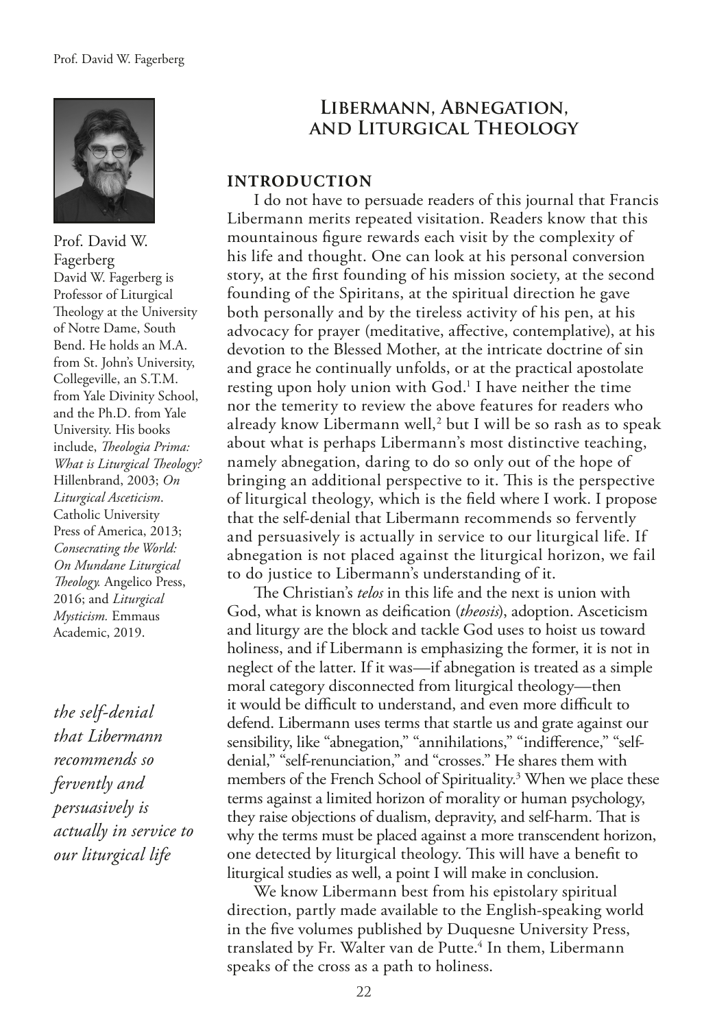Prof. David W. Fagerberg

David W. Fagerberg is Professor of Liturgical Theology at the University of Notre Dame, South Bend. He holds an M.A. from St. John's University, Collegeville, an S.T.M. from Yale Divinity School, and the Ph.D. from Yale University. His books include, *Theologia Prima: What is Liturgical Theology?* Hillenbrand, 2003; *On Liturgical Asceticism*. Catholic University Press of America, 2013; *Consecrating the World: On Mundane Liturgical Theology.* Angelico Press, 2016; and *Liturgical Mysticism.* Emmaus Academic, 2019.

# Libermann, Abnegation, and Liturgical Theology

## INTRODUCTION

I do not have to persuade readers of this journal that Francis Libermann merits repeated visitation. Readers know that this mountainous figure rewards each visit by the complexity of his life and thought. One can look at his personal conversion story, at the first founding of his mission society, at the second founding of the Spiritans, at the spiritual direction he gave both personally and by the tireless activity of his pen, at his advocacy for prayer (meditative, affective, contemplative), at his devotion to the Blessed Mother, at the intricate doctrine of sin and grace he continually unfolds, or at the practical apostolate resting upon holy union with God.[1] I have neither the time nor the temerity to review the above features for readers who already know Libermann well,[2] but I will be so rash as to speak about what is perhaps Libermann's most distinctive teaching, namely abnegation, daring to do so only out of the hope of bringing an additional perspective to it. This is the perspective of liturgical theology, which is the field where I work. I propose that the self-denial that Libermann recommends so fervently and persuasively is actually in service to our liturgical life. If abnegation is not placed against the liturgical horizon, we fail to do justice to Libermann's understanding of it.

*the self-denial that Libermann recommends so fervently and persuasively is actually in service to our liturgical life*

The Christian's *telos* in this life and the next is union with God, what is known as deification (*theosis*), adoption. Asceticism and liturgy are the block and tackle God uses to hoist us toward holiness, and if Libermann is emphasizing the former, it is not in neglect of the latter. If it was—if abnegation is treated as a simple moral category disconnected from liturgical theology—then it would be difficult to understand, and even more difficult to defend. Libermann uses terms that startle us and grate against our sensibility, like "abnegation," "annihilations," "indifference," "self-denial," "self-renunciation," and "crosses." He shares them with members of the French School of Spirituality.[3] When we place these terms against a limited horizon of morality or human psychology, they raise objections of dualism, depravity, and self-harm. That is why the terms must be placed against a more transcendent horizon, one detected by liturgical theology. This will have a benefit to liturgical studies as well, a point I will make in conclusion.

We know Libermann best from his epistolary spiritual direction, partly made available to the English-speaking world in the five volumes published by Duquesne University Press, translated by Fr. Walter van de Putte.[4] In them, Libermann speaks of the cross as a path to holiness.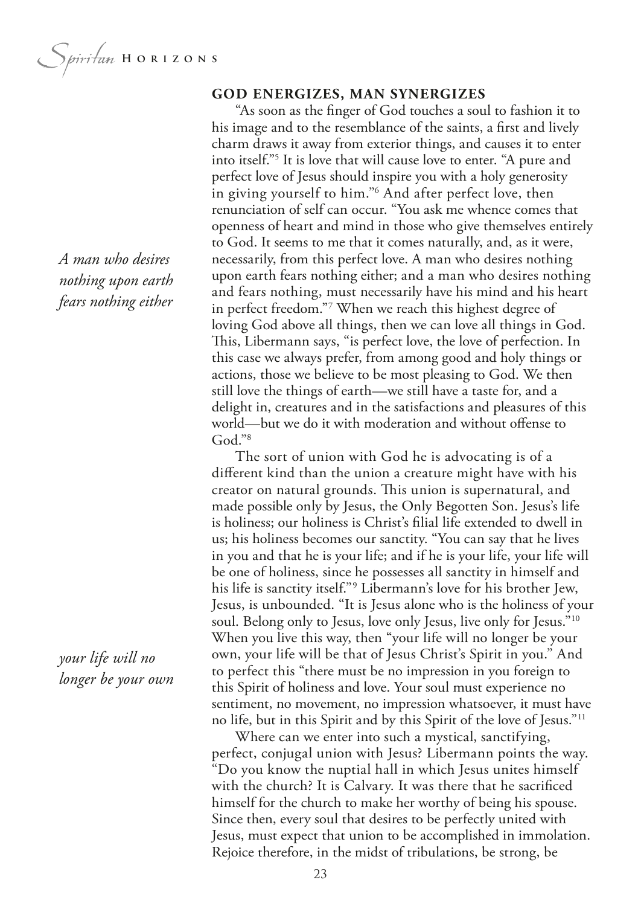## GOD ENERGIZES, MAN SYNERGIZES

"As soon as the finger of God touches a soul to fashion it to his image and to the resemblance of the saints, a first and lively charm draws it away from exterior things, and causes it to enter into itself."[5] It is love that will cause love to enter. "A pure and perfect love of Jesus should inspire you with a holy generosity in giving yourself to him."[6] And after perfect love, then renunciation of self can occur. "You ask me whence comes that openness of heart and mind in those who give themselves entirely to God. It seems to me that it comes naturally, and, as it were, necessarily, from this perfect love. A man who desires nothing upon earth fears nothing either; and a man who desires nothing and fears nothing, must necessarily have his mind and his heart in perfect freedom."[7] When we reach this highest degree of loving God above all things, then we can love all things in God. This, Libermann says, "is perfect love, the love of perfection. In this case we always prefer, from among good and holy things or actions, those we believe to be most pleasing to God. We then still love the things of earth—we still have a taste for, and a delight in, creatures and in the satisfactions and pleasures of this world—but we do it with moderation and without offense to God."[8]

*A man who desires nothing upon earth fears nothing either*

The sort of union with God he is advocating is of a different kind than the union a creature might have with his creator on natural grounds. This union is supernatural, and made possible only by Jesus, the Only Begotten Son. Jesus's life is holiness; our holiness is Christ's filial life extended to dwell in us; his holiness becomes our sanctity. "You can say that he lives in you and that he is your life; and if he is your life, your life will be one of holiness, since he possesses all sanctity in himself and his life is sanctity itself."[9] Libermann's love for his brother Jew, Jesus, is unbounded. "It is Jesus alone who is the holiness of your soul. Belong only to Jesus, love only Jesus, live only for Jesus."[10] When you live this way, then "your life will no longer be your own, your life will be that of Jesus Christ's Spirit in you." And to perfect this "there must be no impression in you foreign to this Spirit of holiness and love. Your soul must experience no sentiment, no movement, no impression whatsoever, it must have no life, but in this Spirit and by this Spirit of the love of Jesus."[11]

*your life will no longer be your own*

Where can we enter into such a mystical, sanctifying, perfect, conjugal union with Jesus? Libermann points the way. "Do you know the nuptial hall in which Jesus unites himself with the church? It is Calvary. It was there that he sacrificed himself for the church to make her worthy of being his spouse. Since then, every soul that desires to be perfectly united with Jesus, must expect that union to be accomplished in immolation. Rejoice therefore, in the midst of tribulations, be strong, be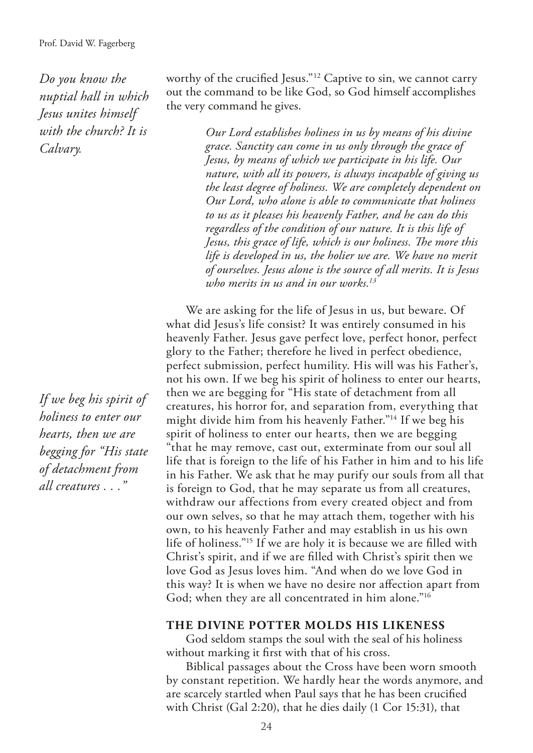*Do you know the nuptial hall in which Jesus unites himself with the church? It is Calvary.*

worthy of the crucified Jesus."[12] Captive to sin, we cannot carry out the command to be like God, so God himself accomplishes the very command he gives.

> *Our Lord establishes holiness in us by means of his divine grace. Sanctity can come in us only through the grace of Jesus, by means of which we participate in his life. Our nature, with all its powers, is always incapable of giving us the least degree of holiness. We are completely dependent on Our Lord, who alone is able to communicate that holiness to us as it pleases his heavenly Father, and he can do this regardless of the condition of our nature. It is this life of Jesus, this grace of life, which is our holiness. The more this life is developed in us, the holier we are. We have no merit of ourselves. Jesus alone is the source of all merits. It is Jesus who merits in us and in our works.*[13]

We are asking for the life of Jesus in us, but beware. Of what did Jesus's life consist? It was entirely consumed in his heavenly Father. Jesus gave perfect love, perfect honor, perfect glory to the Father; therefore he lived in perfect obedience, perfect submission, perfect humility. His will was his Father's, not his own. If we beg his spirit of holiness to enter our hearts, then we are begging for "His state of detachment from all creatures, his horror for, and separation from, everything that might divide him from his heavenly Father."[14] If we beg his spirit of holiness to enter our hearts, then we are begging "that he may remove, cast out, exterminate from our soul all life that is foreign to the life of his Father in him and to his life in his Father. We ask that he may purify our souls from all that is foreign to God, that he may separate us from all creatures, withdraw our affections from every created object and from our own selves, so that he may attach them, together with his own, to his heavenly Father and may establish in us his own life of holiness."[15] If we are holy it is because we are filled with Christ's spirit, and if we are filled with Christ's spirit then we love God as Jesus loves him. "And when do we love God in this way? It is when we have no desire nor affection apart from God; when they are all concentrated in him alone."[16]

*If we beg his spirit of holiness to enter our hearts, then we are begging for "His state of detachment from all creatures . . ."*

## THE DIVINE POTTER MOLDS HIS LIKENESS

God seldom stamps the soul with the seal of his holiness without marking it first with that of his cross.

Biblical passages about the Cross have been worn smooth by constant repetition. We hardly hear the words anymore, and are scarcely startled when Paul says that he has been crucified with Christ (Gal 2:20), that he dies daily (1 Cor 15:31), that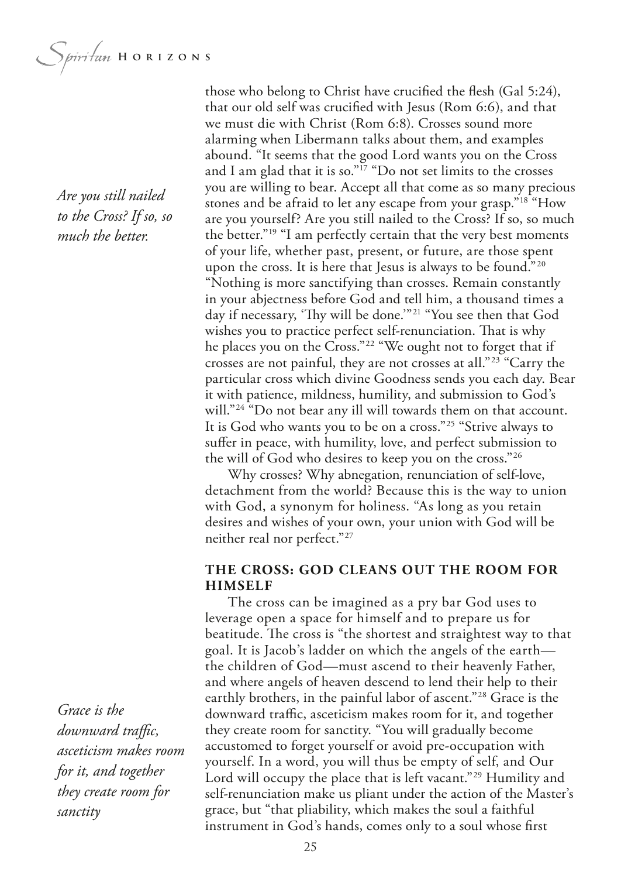those who belong to Christ have crucified the flesh (Gal 5:24), that our old self was crucified with Jesus (Rom 6:6), and that we must die with Christ (Rom 6:8). Crosses sound more alarming when Libermann talks about them, and examples abound. "It seems that the good Lord wants you on the Cross and I am glad that it is so."[17] "Do not set limits to the crosses you are willing to bear. Accept all that come as so many precious stones and be afraid to let any escape from your grasp."[18] "How are you yourself? Are you still nailed to the Cross? If so, so much the better."[19] "I am perfectly certain that the very best moments of your life, whether past, present, or future, are those spent upon the cross. It is here that Jesus is always to be found."[20] "Nothing is more sanctifying than crosses. Remain constantly in your abjectness before God and tell him, a thousand times a day if necessary, 'Thy will be done.'"[21] "You see then that God wishes you to practice perfect self-renunciation. That is why he places you on the Cross."[22] "We ought not to forget that if crosses are not painful, they are not crosses at all."[23] "Carry the particular cross which divine Goodness sends you each day. Bear it with patience, mildness, humility, and submission to God's will."[24] "Do not bear any ill will towards them on that account. It is God who wants you to be on a cross."[25] "Strive always to suffer in peace, with humility, love, and perfect submission to the will of God who desires to keep you on the cross."[26]

*Are you still nailed to the Cross? If so, so much the better.*

Why crosses? Why abnegation, renunciation of self-love, detachment from the world? Because this is the way to union with God, a synonym for holiness. "As long as you retain desires and wishes of your own, your union with God will be neither real nor perfect."[27]

## THE CROSS: GOD CLEANS OUT THE ROOM FOR HIMSELF

The cross can be imagined as a pry bar God uses to leverage open a space for himself and to prepare us for beatitude. The cross is "the shortest and straightest way to that goal. It is Jacob's ladder on which the angels of the earth—the children of God—must ascend to their heavenly Father, and where angels of heaven descend to lend their help to their earthly brothers, in the painful labor of ascent."[28] Grace is the downward traffic, asceticism makes room for it, and together they create room for sanctity. "You will gradually become accustomed to forget yourself or avoid pre-occupation with yourself. In a word, you will thus be empty of self, and Our Lord will occupy the place that is left vacant."[29] Humility and self-renunciation make us pliant under the action of the Master's grace, but "that pliability, which makes the soul a faithful instrument in God's hands, comes only to a soul whose first

*Grace is the downward traffic, asceticism makes room for it, and together they create room for sanctity*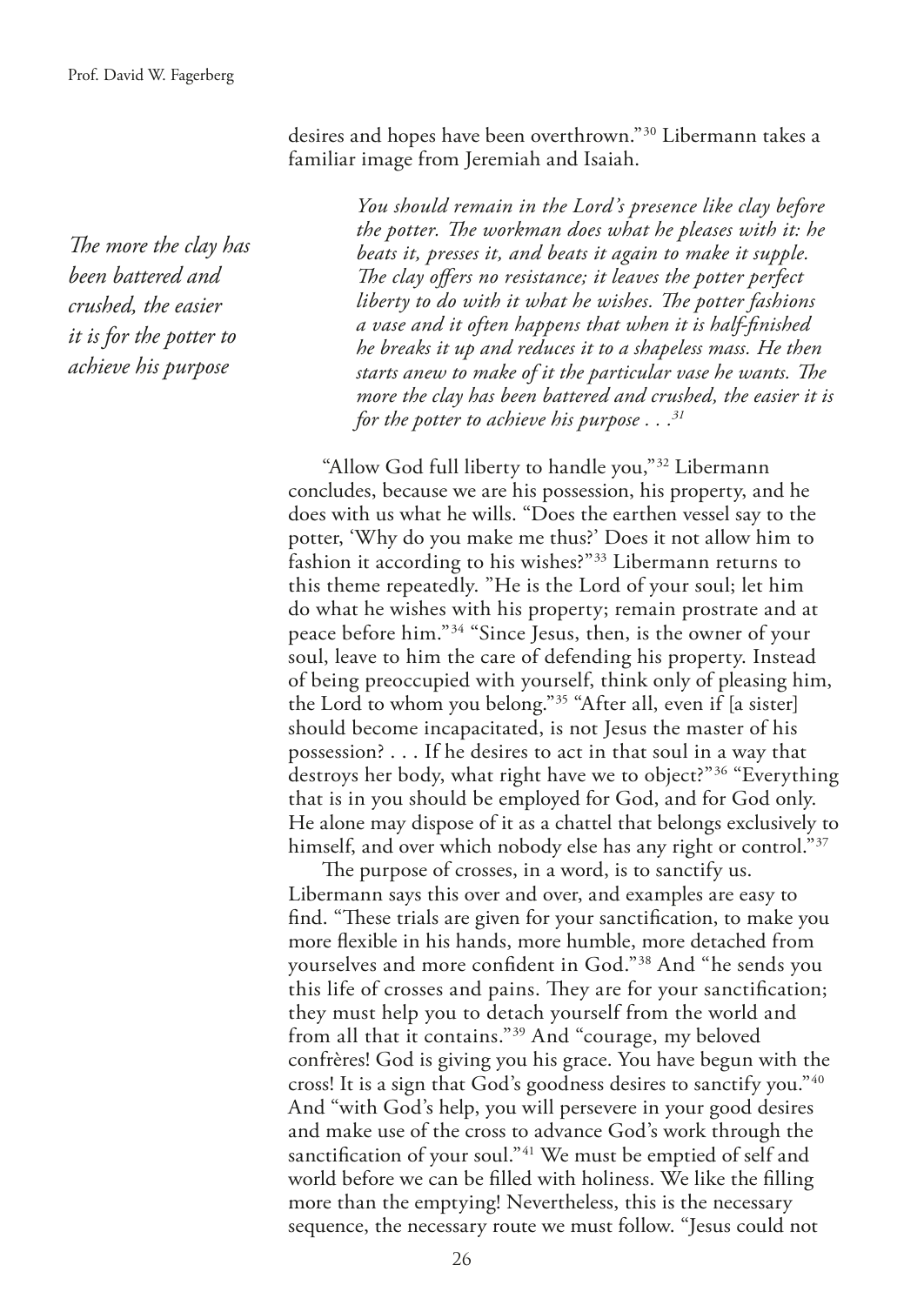desires and hopes have been overthrown."[30] Libermann takes a familiar image from Jeremiah and Isaiah.

> *You should remain in the Lord's presence like clay before the potter. The workman does what he pleases with it: he beats it, presses it, and beats it again to make it supple. The clay offers no resistance; it leaves the potter perfect liberty to do with it what he wishes. The potter fashions a vase and it often happens that when it is half-finished he breaks it up and reduces it to a shapeless mass. He then starts anew to make of it the particular vase he wants. The more the clay has been battered and crushed, the easier it is for the potter to achieve his purpose . . .*[31]

*The more the clay has been battered and crushed, the easier it is for the potter to achieve his purpose*

"Allow God full liberty to handle you,"[32] Libermann concludes, because we are his possession, his property, and he does with us what he wills. "Does the earthen vessel say to the potter, 'Why do you make me thus?' Does it not allow him to fashion it according to his wishes?"[33] Libermann returns to this theme repeatedly. "He is the Lord of your soul; let him do what he wishes with his property; remain prostrate and at peace before him."[34] "Since Jesus, then, is the owner of your soul, leave to him the care of defending his property. Instead of being preoccupied with yourself, think only of pleasing him, the Lord to whom you belong."[35] "After all, even if [a sister] should become incapacitated, is not Jesus the master of his possession? . . . If he desires to act in that soul in a way that destroys her body, what right have we to object?"[36] "Everything that is in you should be employed for God, and for God only. He alone may dispose of it as a chattel that belongs exclusively to himself, and over which nobody else has any right or control."[37]

The purpose of crosses, in a word, is to sanctify us. Libermann says this over and over, and examples are easy to find. "These trials are given for your sanctification, to make you more flexible in his hands, more humble, more detached from yourselves and more confident in God."[38] And "he sends you this life of crosses and pains. They are for your sanctification; they must help you to detach yourself from the world and from all that it contains."[39] And "courage, my beloved confrères! God is giving you his grace. You have begun with the cross! It is a sign that God's goodness desires to sanctify you."[40] And "with God's help, you will persevere in your good desires and make use of the cross to advance God's work through the sanctification of your soul."[41] We must be emptied of self and world before we can be filled with holiness. We like the filling more than the emptying! Nevertheless, this is the necessary sequence, the necessary route we must follow. "Jesus could not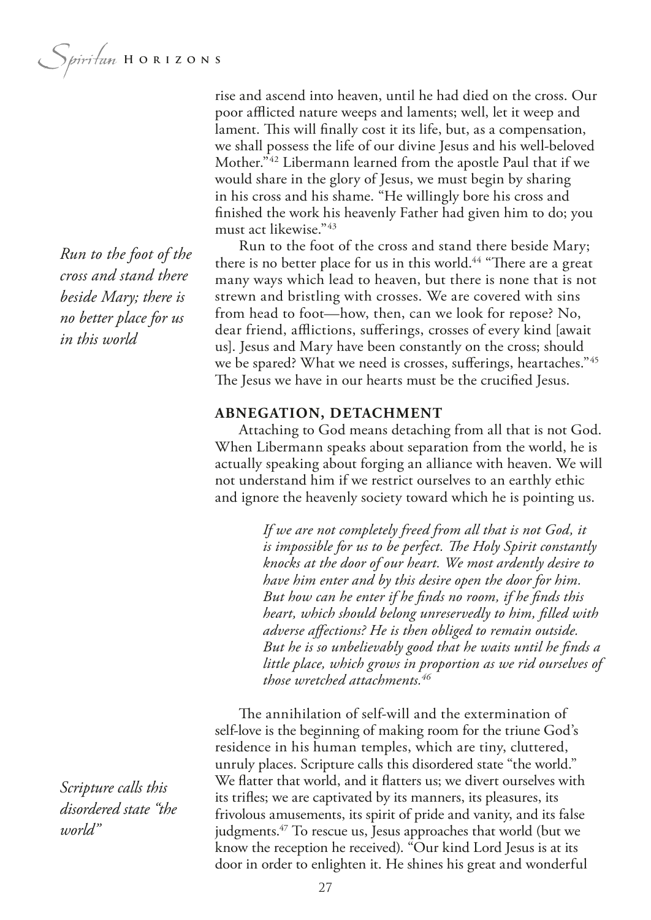rise and ascend into heaven, until he had died on the cross. Our poor afflicted nature weeps and laments; well, let it weep and lament. This will finally cost it its life, but, as a compensation, we shall possess the life of our divine Jesus and his well-beloved Mother."[42] Libermann learned from the apostle Paul that if we would share in the glory of Jesus, we must begin by sharing in his cross and his shame. "He willingly bore his cross and finished the work his heavenly Father had given him to do; you must act likewise."[43]

*Run to the foot of the cross and stand there beside Mary; there is no better place for us in this world*

Run to the foot of the cross and stand there beside Mary; there is no better place for us in this world.[44] "There are a great many ways which lead to heaven, but there is none that is not strewn and bristling with crosses. We are covered with sins from head to foot—how, then, can we look for repose? No, dear friend, afflictions, sufferings, crosses of every kind [await us]. Jesus and Mary have been constantly on the cross; should we be spared? What we need is crosses, sufferings, heartaches."[45] The Jesus we have in our hearts must be the crucified Jesus.

## ABNEGATION, DETACHMENT

Attaching to God means detaching from all that is not God. When Libermann speaks about separation from the world, he is actually speaking about forging an alliance with heaven. We will not understand him if we restrict ourselves to an earthly ethic and ignore the heavenly society toward which he is pointing us.

> *If we are not completely freed from all that is not God, it is impossible for us to be perfect. The Holy Spirit constantly knocks at the door of our heart. We most ardently desire to have him enter and by this desire open the door for him. But how can he enter if he finds no room, if he finds this heart, which should belong unreservedly to him, filled with adverse affections? He is then obliged to remain outside. But he is so unbelievably good that he waits until he finds a little place, which grows in proportion as we rid ourselves of those wretched attachments.[46]*

The annihilation of self-will and the extermination of self-love is the beginning of making room for the triune God's residence in his human temples, which are tiny, cluttered, unruly places. Scripture calls this disordered state "the world." We flatter that world, and it flatters us; we divert ourselves with its trifles; we are captivated by its manners, its pleasures, its frivolous amusements, its spirit of pride and vanity, and its false judgments.[47] To rescue us, Jesus approaches that world (but we know the reception he received). "Our kind Lord Jesus is at its door in order to enlighten it. He shines his great and wonderful

*Scripture calls this disordered state "the world"*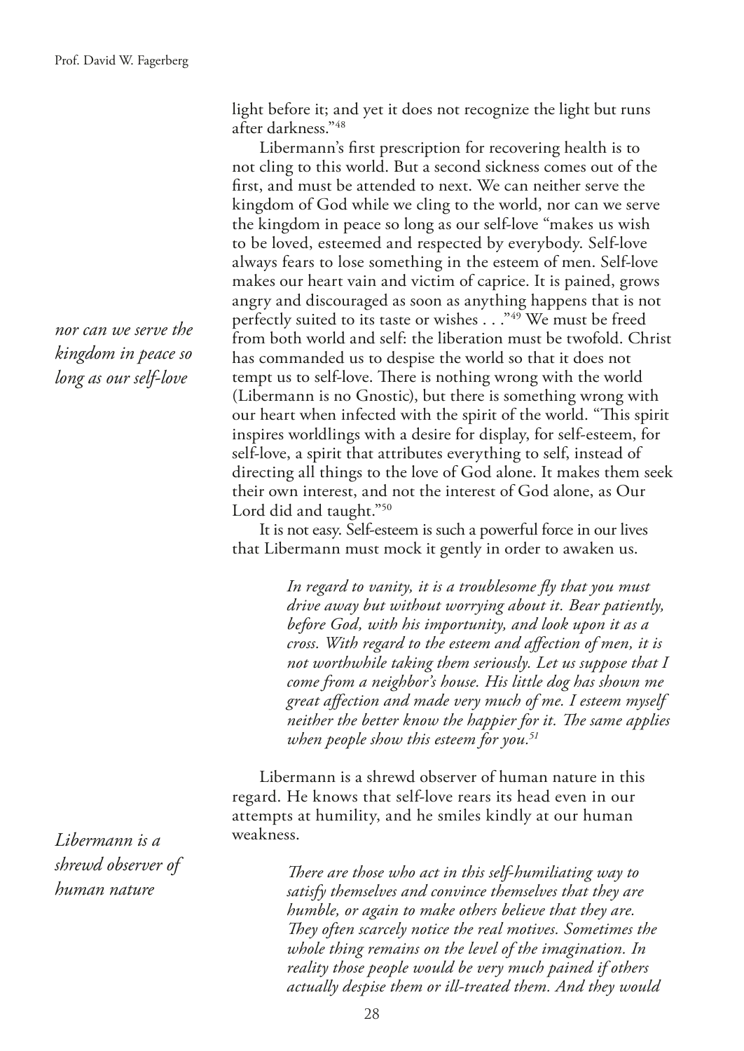light before it; and yet it does not recognize the light but runs after darkness."[48]

Libermann's first prescription for recovering health is to not cling to this world. But a second sickness comes out of the first, and must be attended to next. We can neither serve the kingdom of God while we cling to the world, nor can we serve the kingdom in peace so long as our self-love "makes us wish to be loved, esteemed and respected by everybody. Self-love always fears to lose something in the esteem of men. Self-love makes our heart vain and victim of caprice. It is pained, grows angry and discouraged as soon as anything happens that is not perfectly suited to its taste or wishes . . ."[49] We must be freed from both world and self: the liberation must be twofold. Christ has commanded us to despise the world so that it does not tempt us to self-love. There is nothing wrong with the world (Libermann is no Gnostic), but there is something wrong with our heart when infected with the spirit of the world. "This spirit inspires worldlings with a desire for display, for self-esteem, for self-love, a spirit that attributes everything to self, instead of directing all things to the love of God alone. It makes them seek their own interest, and not the interest of God alone, as Our Lord did and taught."[50]

*nor can we serve the kingdom in peace so long as our self-love*

It is not easy. Self-esteem is such a powerful force in our lives that Libermann must mock it gently in order to awaken us.

> *In regard to vanity, it is a troublesome fly that you must drive away but without worrying about it. Bear patiently, before God, with his importunity, and look upon it as a cross. With regard to the esteem and affection of men, it is not worthwhile taking them seriously. Let us suppose that I come from a neighbor's house. His little dog has shown me great affection and made very much of me. I esteem myself neither the better know the happier for it. The same applies when people show this esteem for you.*[51]

Libermann is a shrewd observer of human nature in this regard. He knows that self-love rears its head even in our attempts at humility, and he smiles kindly at our human weakness.

*Libermann is a shrewd observer of human nature*

> *There are those who act in this self-humiliating way to satisfy themselves and convince themselves that they are humble, or again to make others believe that they are. They often scarcely notice the real motives. Sometimes the whole thing remains on the level of the imagination. In reality those people would be very much pained if others actually despise them or ill-treated them. And they would*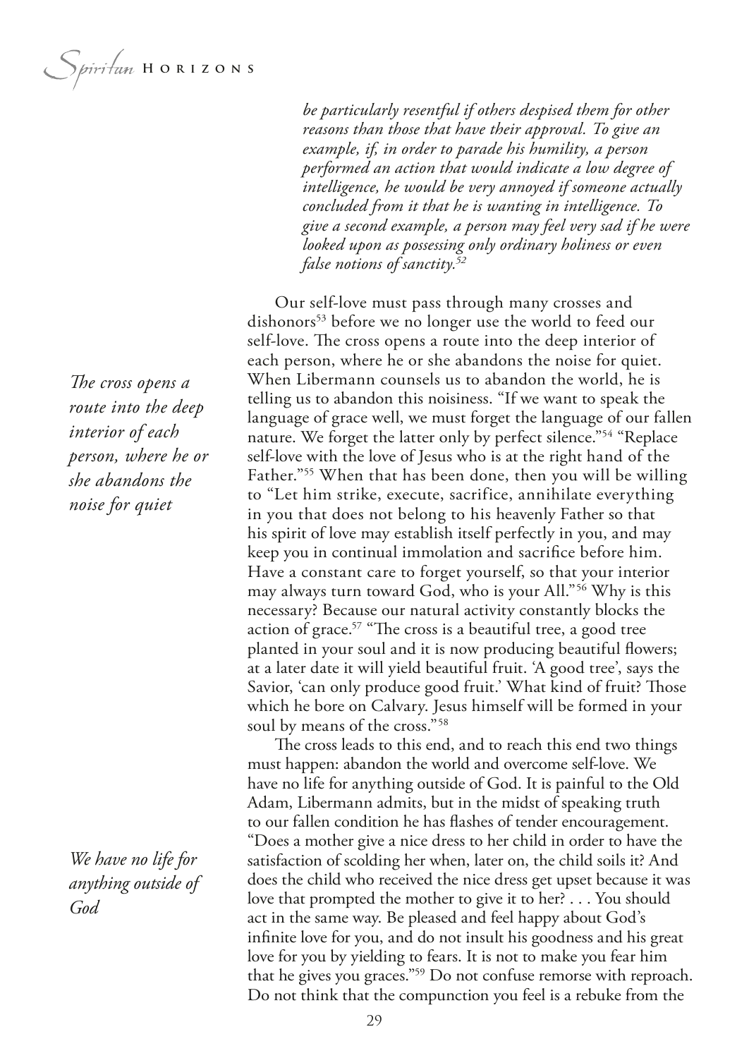*be particularly resentful if others despised them for other reasons than those that have their approval. To give an example, if, in order to parade his humility, a person performed an action that would indicate a low degree of intelligence, he would be very annoyed if someone actually concluded from it that he is wanting in intelligence. To give a second example, a person may feel very sad if he were looked upon as possessing only ordinary holiness or even false notions of sanctity.*[52]

*The cross opens a route into the deep interior of each person, where he or she abandons the noise for quiet*

Our self-love must pass through many crosses and dishonors[53] before we no longer use the world to feed our self-love. The cross opens a route into the deep interior of each person, where he or she abandons the noise for quiet. When Libermann counsels us to abandon the world, he is telling us to abandon this noisiness. "If we want to speak the language of grace well, we must forget the language of our fallen nature. We forget the latter only by perfect silence."[54] "Replace self-love with the love of Jesus who is at the right hand of the Father."[55] When that has been done, then you will be willing to "Let him strike, execute, sacrifice, annihilate everything in you that does not belong to his heavenly Father so that his spirit of love may establish itself perfectly in you, and may keep you in continual immolation and sacrifice before him. Have a constant care to forget yourself, so that your interior may always turn toward God, who is your All."[56] Why is this necessary? Because our natural activity constantly blocks the action of grace.[57] "The cross is a beautiful tree, a good tree planted in your soul and it is now producing beautiful flowers; at a later date it will yield beautiful fruit. 'A good tree', says the Savior, 'can only produce good fruit.' What kind of fruit? Those which he bore on Calvary. Jesus himself will be formed in your soul by means of the cross."[58]

*We have no life for anything outside of God*

The cross leads to this end, and to reach this end two things must happen: abandon the world and overcome self-love. We have no life for anything outside of God. It is painful to the Old Adam, Libermann admits, but in the midst of speaking truth to our fallen condition he has flashes of tender encouragement. "Does a mother give a nice dress to her child in order to have the satisfaction of scolding her when, later on, the child soils it? And does the child who received the nice dress get upset because it was love that prompted the mother to give it to her? . . . You should act in the same way. Be pleased and feel happy about God's infinite love for you, and do not insult his goodness and his great love for you by yielding to fears. It is not to make you fear him that he gives you graces."[59] Do not confuse remorse with reproach. Do not think that the compunction you feel is a rebuke from the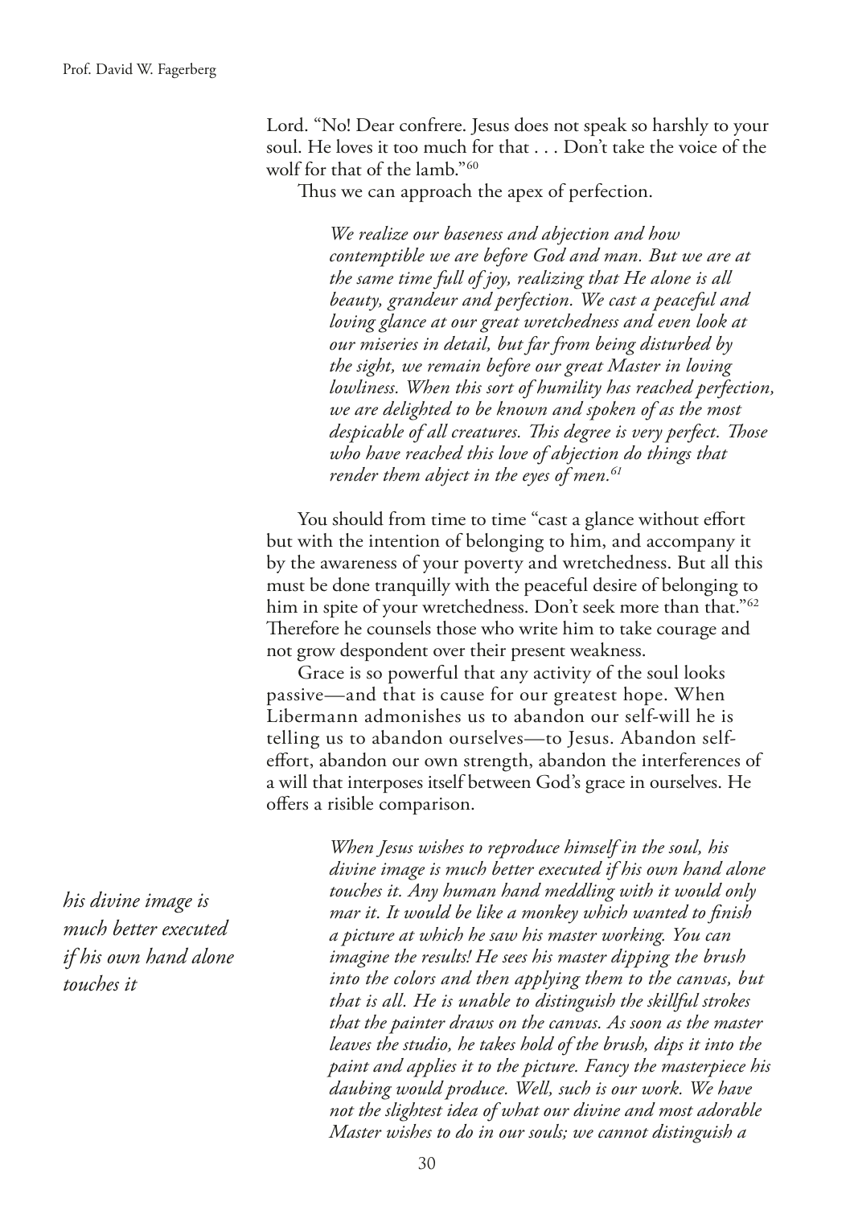Lord. "No! Dear confrere. Jesus does not speak so harshly to your soul. He loves it too much for that . . . Don't take the voice of the wolf for that of the lamb."[60]

Thus we can approach the apex of perfection.

> *We realize our baseness and abjection and how contemptible we are before God and man. But we are at the same time full of joy, realizing that He alone is all beauty, grandeur and perfection. We cast a peaceful and loving glance at our great wretchedness and even look at our miseries in detail, but far from being disturbed by the sight, we remain before our great Master in loving lowliness. When this sort of humility has reached perfection, we are delighted to be known and spoken of as the most despicable of all creatures. This degree is very perfect. Those who have reached this love of abjection do things that render them abject in the eyes of men.*[61]

You should from time to time "cast a glance without effort but with the intention of belonging to him, and accompany it by the awareness of your poverty and wretchedness. But all this must be done tranquilly with the peaceful desire of belonging to him in spite of your wretchedness. Don't seek more than that."[62] Therefore he counsels those who write him to take courage and not grow despondent over their present weakness.

Grace is so powerful that any activity of the soul looks passive—and that is cause for our greatest hope. When Libermann admonishes us to abandon our self-will he is telling us to abandon ourselves—to Jesus. Abandon self-effort, abandon our own strength, abandon the interferences of a will that interposes itself between God's grace in ourselves. He offers a risible comparison.

*his divine image is much better executed if his own hand alone touches it*

> *When Jesus wishes to reproduce himself in the soul, his divine image is much better executed if his own hand alone touches it. Any human hand meddling with it would only mar it. It would be like a monkey which wanted to finish a picture at which he saw his master working. You can imagine the results! He sees his master dipping the brush into the colors and then applying them to the canvas, but that is all. He is unable to distinguish the skillful strokes that the painter draws on the canvas. As soon as the master leaves the studio, he takes hold of the brush, dips it into the paint and applies it to the picture. Fancy the masterpiece his daubing would produce. Well, such is our work. We have not the slightest idea of what our divine and most adorable Master wishes to do in our souls; we cannot distinguish a*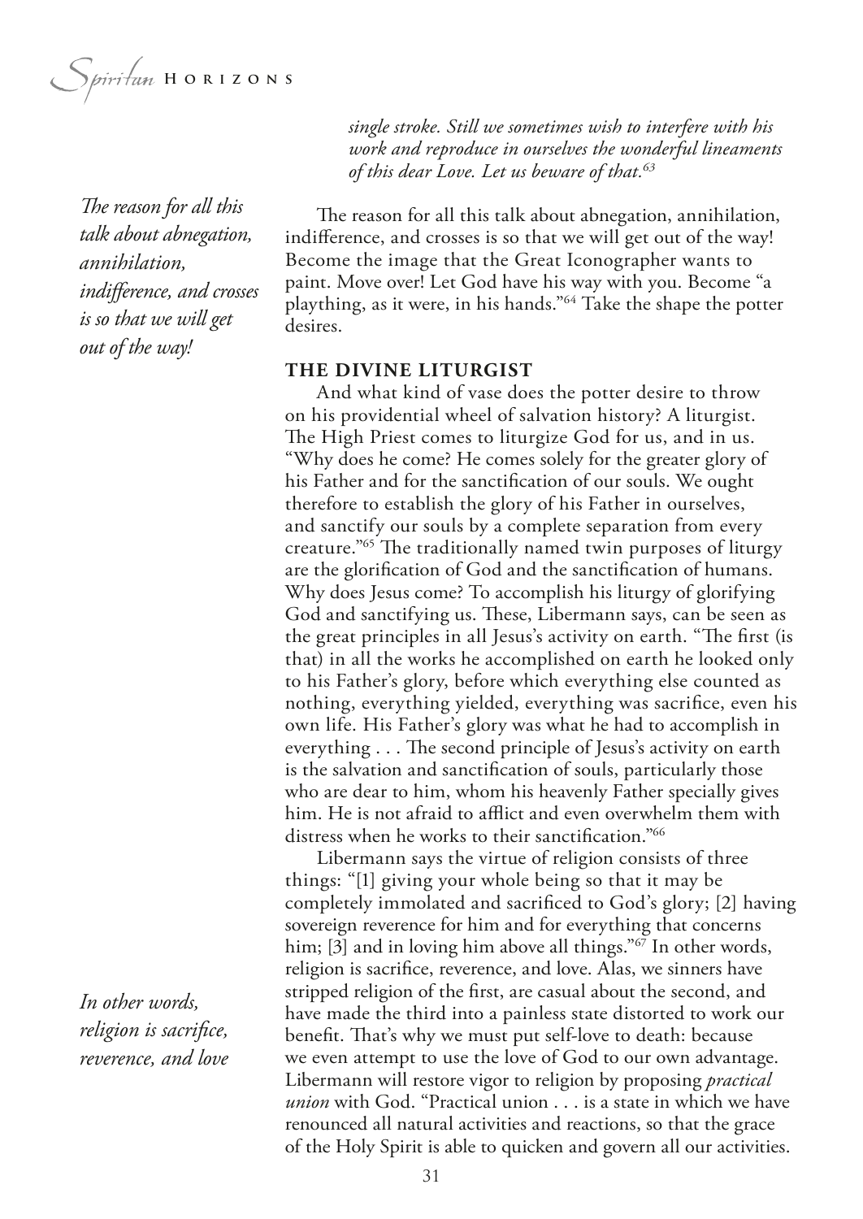*single stroke. Still we sometimes wish to interfere with his work and reproduce in ourselves the wonderful lineaments of this dear Love. Let us beware of that.*[63]

*The reason for all this talk about abnegation, annihilation, indifference, and crosses is so that we will get out of the way!*

The reason for all this talk about abnegation, annihilation, indifference, and crosses is so that we will get out of the way! Become the image that the Great Iconographer wants to paint. Move over! Let God have his way with you. Become "a plaything, as it were, in his hands."[64] Take the shape the potter desires.

**THE DIVINE LITURGIST**

And what kind of vase does the potter desire to throw on his providential wheel of salvation history? A liturgist. The High Priest comes to liturgize God for us, and in us. "Why does he come? He comes solely for the greater glory of his Father and for the sanctification of our souls. We ought therefore to establish the glory of his Father in ourselves, and sanctify our souls by a complete separation from every creature."[65] The traditionally named twin purposes of liturgy are the glorification of God and the sanctification of humans. Why does Jesus come? To accomplish his liturgy of glorifying God and sanctifying us. These, Libermann says, can be seen as the great principles in all Jesus's activity on earth. "The first (is that) in all the works he accomplished on earth he looked only to his Father's glory, before which everything else counted as nothing, everything yielded, everything was sacrifice, even his own life. His Father's glory was what he had to accomplish in everything . . . The second principle of Jesus's activity on earth is the salvation and sanctification of souls, particularly those who are dear to him, whom his heavenly Father specially gives him. He is not afraid to afflict and even overwhelm them with distress when he works to their sanctification."[66]

Libermann says the virtue of religion consists of three things: "[1] giving your whole being so that it may be completely immolated and sacrificed to God's glory; [2] having sovereign reverence for him and for everything that concerns him; [3] and in loving him above all things."[67] In other words, religion is sacrifice, reverence, and love. Alas, we sinners have stripped religion of the first, are casual about the second, and have made the third into a painless state distorted to work our benefit. That's why we must put self-love to death: because we even attempt to use the love of God to our own advantage. Libermann will restore vigor to religion by proposing *practical union* with God. "Practical union . . . is a state in which we have renounced all natural activities and reactions, so that the grace of the Holy Spirit is able to quicken and govern all our activities.

*In other words, religion is sacrifice, reverence, and love*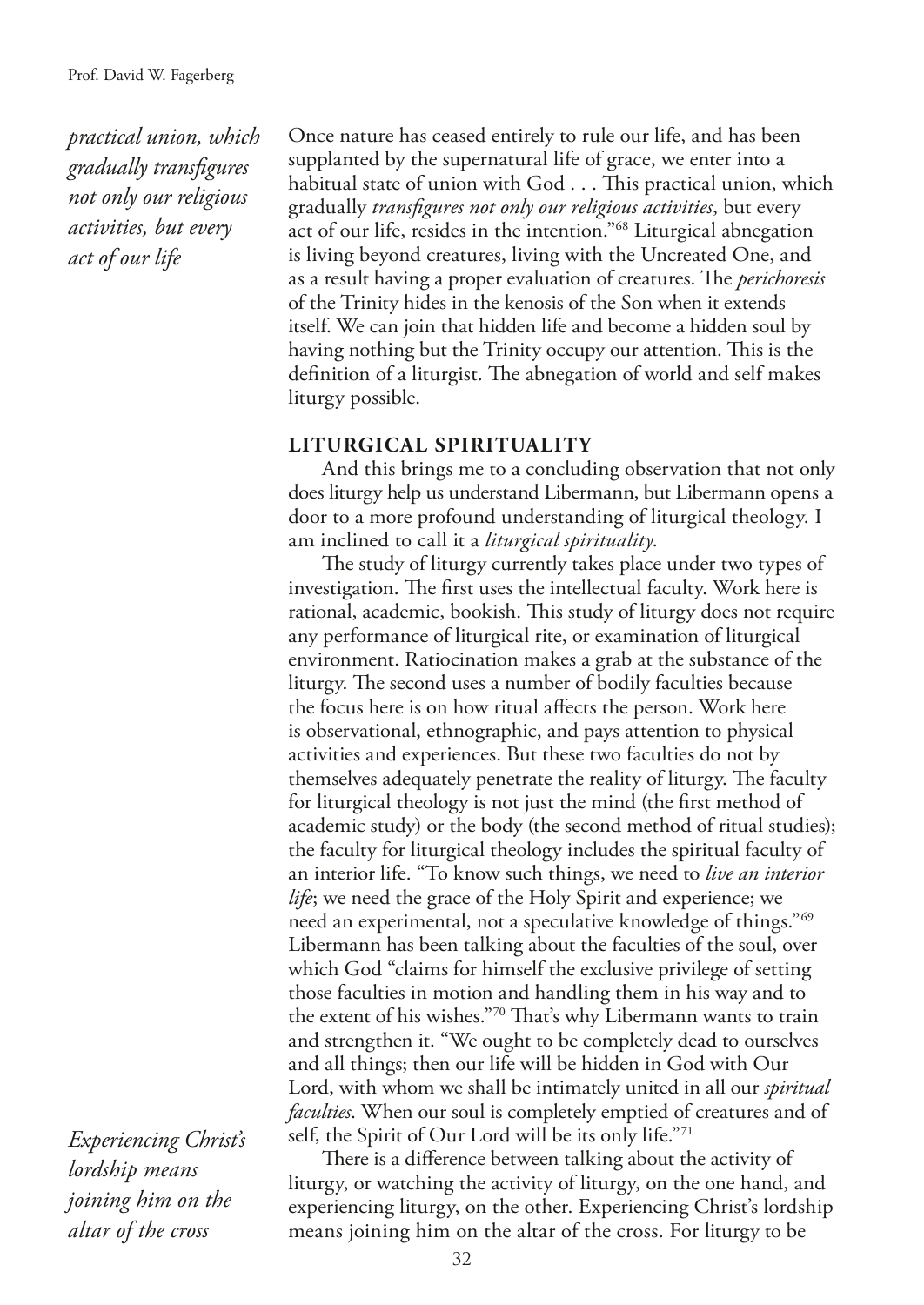*practical union, which gradually transfigures not only our religious activities, but every act of our life*

Once nature has ceased entirely to rule our life, and has been supplanted by the supernatural life of grace, we enter into a habitual state of union with God . . . This practical union, which gradually *transfigures not only our religious activities*, but every act of our life, resides in the intention."[68] Liturgical abnegation is living beyond creatures, living with the Uncreated One, and as a result having a proper evaluation of creatures. The *perichoresis* of the Trinity hides in the kenosis of the Son when it extends itself. We can join that hidden life and become a hidden soul by having nothing but the Trinity occupy our attention. This is the definition of a liturgist. The abnegation of world and self makes liturgy possible.

## LITURGICAL SPIRITUALITY

And this brings me to a concluding observation that not only does liturgy help us understand Libermann, but Libermann opens a door to a more profound understanding of liturgical theology. I am inclined to call it a *liturgical spirituality*.

The study of liturgy currently takes place under two types of investigation. The first uses the intellectual faculty. Work here is rational, academic, bookish. This study of liturgy does not require any performance of liturgical rite, or examination of liturgical environment. Ratiocination makes a grab at the substance of the liturgy. The second uses a number of bodily faculties because the focus here is on how ritual affects the person. Work here is observational, ethnographic, and pays attention to physical activities and experiences. But these two faculties do not by themselves adequately penetrate the reality of liturgy. The faculty for liturgical theology is not just the mind (the first method of academic study) or the body (the second method of ritual studies); the faculty for liturgical theology includes the spiritual faculty of an interior life. "To know such things, we need to *live an interior life*; we need the grace of the Holy Spirit and experience; we need an experimental, not a speculative knowledge of things."[69] Libermann has been talking about the faculties of the soul, over which God "claims for himself the exclusive privilege of setting those faculties in motion and handling them in his way and to the extent of his wishes."[70] That's why Libermann wants to train and strengthen it. "We ought to be completely dead to ourselves and all things; then our life will be hidden in God with Our Lord, with whom we shall be intimately united in all our *spiritual faculties*. When our soul is completely emptied of creatures and of self, the Spirit of Our Lord will be its only life."[71]

*Experiencing Christ's lordship means joining him on the altar of the cross*

There is a difference between talking about the activity of liturgy, or watching the activity of liturgy, on the one hand, and experiencing liturgy, on the other. Experiencing Christ's lordship means joining him on the altar of the cross. For liturgy to be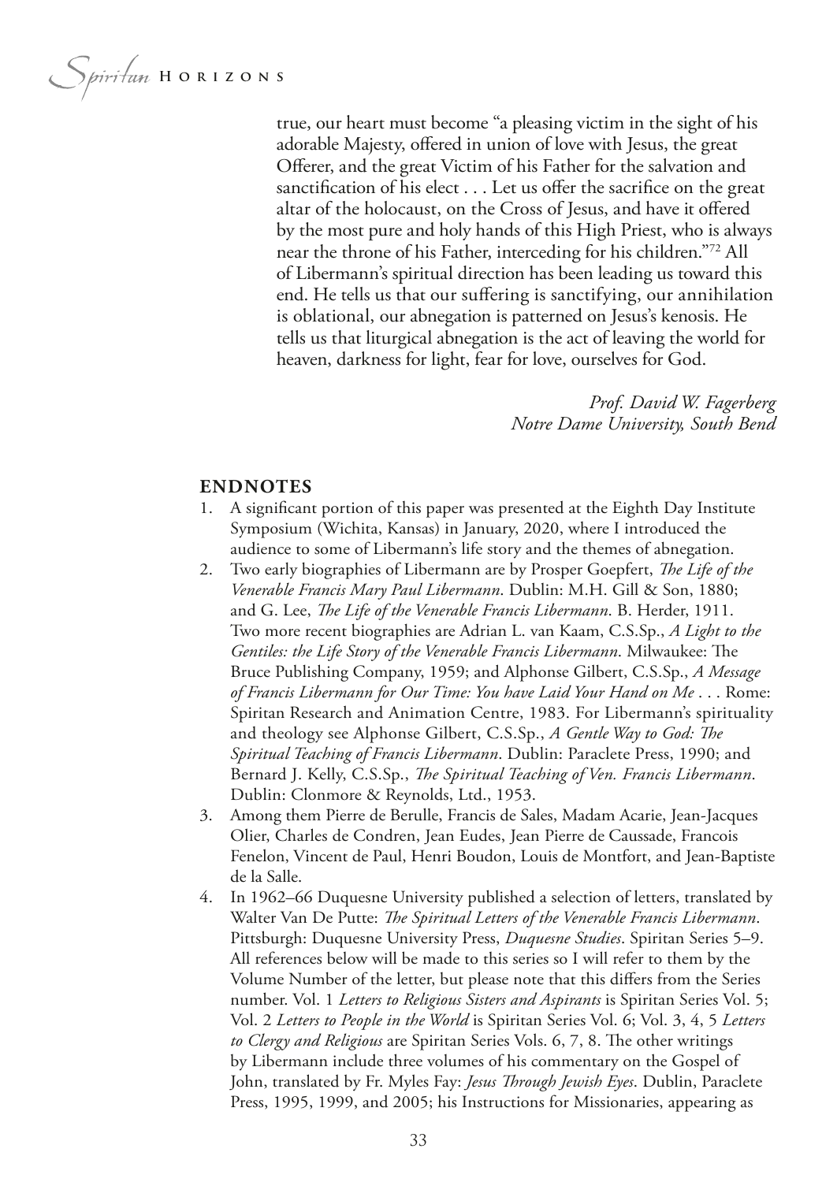true, our heart must become "a pleasing victim in the sight of his adorable Majesty, offered in union of love with Jesus, the great Offerer, and the great Victim of his Father for the salvation and sanctification of his elect . . . Let us offer the sacrifice on the great altar of the holocaust, on the Cross of Jesus, and have it offered by the most pure and holy hands of this High Priest, who is always near the throne of his Father, interceding for his children."[72] All of Libermann's spiritual direction has been leading us toward this end. He tells us that our suffering is sanctifying, our annihilation is oblational, our abnegation is patterned on Jesus's kenosis. He tells us that liturgical abnegation is the act of leaving the world for heaven, darkness for light, fear for love, ourselves for God.

*Prof. David W. Fagerberg*
*Notre Dame University, South Bend*

## ENDNOTES

1. A significant portion of this paper was presented at the Eighth Day Institute Symposium (Wichita, Kansas) in January, 2020, where I introduced the audience to some of Libermann's life story and the themes of abnegation.
2. Two early biographies of Libermann are by Prosper Goepfert, *The Life of the Venerable Francis Mary Paul Libermann*. Dublin: M.H. Gill & Son, 1880; and G. Lee, *The Life of the Venerable Francis Libermann*. B. Herder, 1911. Two more recent biographies are Adrian L. van Kaam, C.S.Sp., *A Light to the Gentiles: the Life Story of the Venerable Francis Libermann*. Milwaukee: The Bruce Publishing Company, 1959; and Alphonse Gilbert, C.S.Sp., *A Message of Francis Libermann for Our Time: You have Laid Your Hand on Me* . . . Rome: Spiritan Research and Animation Centre, 1983. For Libermann's spirituality and theology see Alphonse Gilbert, C.S.Sp., *A Gentle Way to God: The Spiritual Teaching of Francis Libermann*. Dublin: Paraclete Press, 1990; and Bernard J. Kelly, C.S.Sp., *The Spiritual Teaching of Ven. Francis Libermann*. Dublin: Clonmore & Reynolds, Ltd., 1953.
3. Among them Pierre de Berulle, Francis de Sales, Madam Acarie, Jean-Jacques Olier, Charles de Condren, Jean Eudes, Jean Pierre de Caussade, Francois Fenelon, Vincent de Paul, Henri Boudon, Louis de Montfort, and Jean-Baptiste de la Salle.
4. In 1962–66 Duquesne University published a selection of letters, translated by Walter Van De Putte: *The Spiritual Letters of the Venerable Francis Libermann*. Pittsburgh: Duquesne University Press, *Duquesne Studies*. Spiritan Series 5–9. All references below will be made to this series so I will refer to them by the Volume Number of the letter, but please note that this differs from the Series number. Vol. 1 *Letters to Religious Sisters and Aspirants* is Spiritan Series Vol. 5; Vol. 2 *Letters to People in the World* is Spiritan Series Vol. 6; Vol. 3, 4, 5 *Letters to Clergy and Religious* are Spiritan Series Vols. 6, 7, 8. The other writings by Libermann include three volumes of his commentary on the Gospel of John, translated by Fr. Myles Fay: *Jesus Through Jewish Eyes*. Dublin, Paraclete Press, 1995, 1999, and 2005; his Instructions for Missionaries, appearing as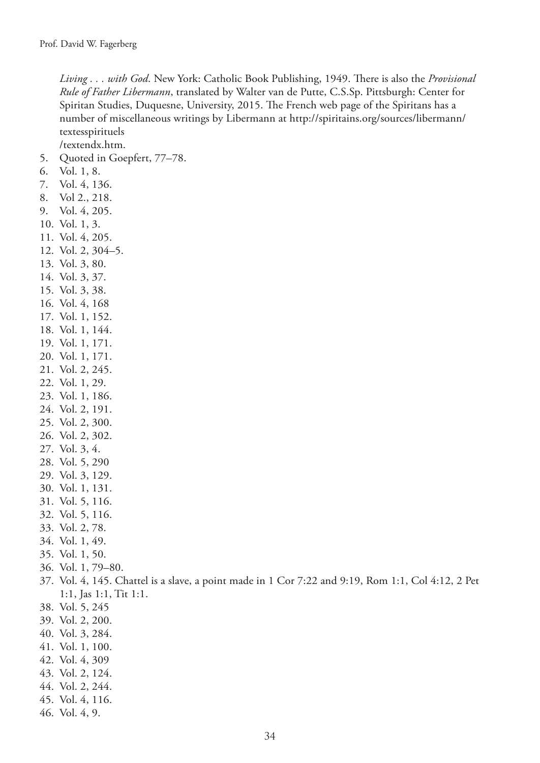*Living . . . with God*. New York: Catholic Book Publishing, 1949. There is also the *Provisional Rule of Father Libermann*, translated by Walter van de Putte, C.S.Sp. Pittsburgh: Center for Spiritan Studies, Duquesne, University, 2015. The French web page of the Spiritans has a number of miscellaneous writings by Libermann at http://spiritains.org/sources/libermann/textesspirituels/textendx.htm.

5. Quoted in Goepfert, 77–78.
6. Vol. 1, 8.
7. Vol. 4, 136.
8. Vol 2., 218.
9. Vol. 4, 205.
10. Vol. 1, 3.
11. Vol. 4, 205.
12. Vol. 2, 304–5.
13. Vol. 3, 80.
14. Vol. 3, 37.
15. Vol. 3, 38.
16. Vol. 4, 168
17. Vol. 1, 152.
18. Vol. 1, 144.
19. Vol. 1, 171.
20. Vol. 1, 171.
21. Vol. 2, 245.
22. Vol. 1, 29.
23. Vol. 1, 186.
24. Vol. 2, 191.
25. Vol. 2, 300.
26. Vol. 2, 302.
27. Vol. 3, 4.
28. Vol. 5, 290
29. Vol. 3, 129.
30. Vol. 1, 131.
31. Vol. 5, 116.
32. Vol. 5, 116.
33. Vol. 2, 78.
34. Vol. 1, 49.
35. Vol. 1, 50.
36. Vol. 1, 79–80.
37. Vol. 4, 145. Chattel is a slave, a point made in 1 Cor 7:22 and 9:19, Rom 1:1, Col 4:12, 2 Pet 1:1, Jas 1:1, Tit 1:1.
38. Vol. 5, 245
39. Vol. 2, 200.
40. Vol. 3, 284.
41. Vol. 1, 100.
42. Vol. 4, 309
43. Vol. 2, 124.
44. Vol. 2, 244.
45. Vol. 4, 116.
46. Vol. 4, 9.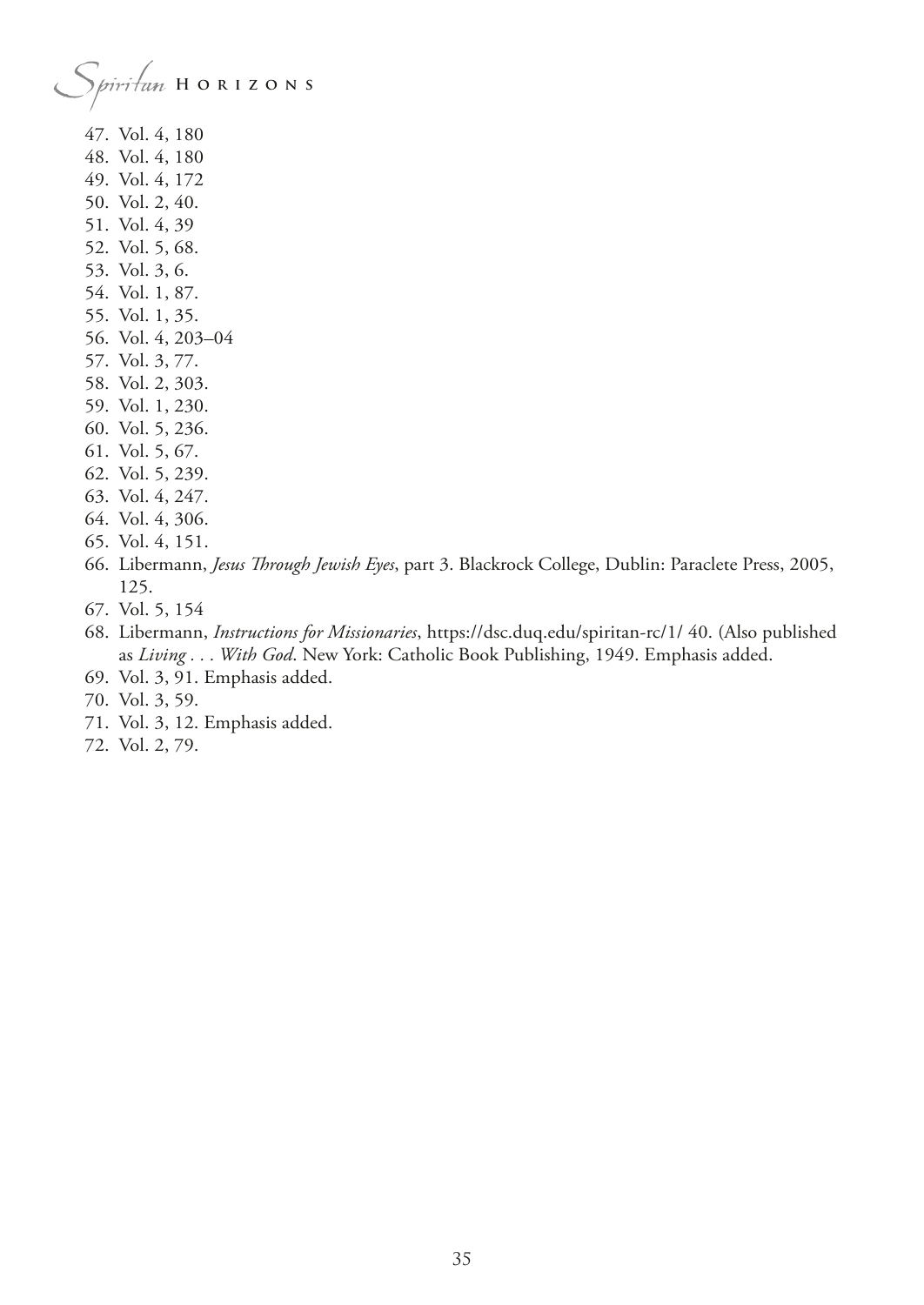47. Vol. 4, 180
48. Vol. 4, 180
49. Vol. 4, 172
50. Vol. 2, 40.
51. Vol. 4, 39
52. Vol. 5, 68.
53. Vol. 3, 6.
54. Vol. 1, 87.
55. Vol. 1, 35.
56. Vol. 4, 203–04
57. Vol. 3, 77.
58. Vol. 2, 303.
59. Vol. 1, 230.
60. Vol. 5, 236.
61. Vol. 5, 67.
62. Vol. 5, 239.
63. Vol. 4, 247.
64. Vol. 4, 306.
65. Vol. 4, 151.
66. Libermann, *Jesus Through Jewish Eyes*, part 3. Blackrock College, Dublin: Paraclete Press, 2005, 125.
67. Vol. 5, 154
68. Libermann, *Instructions for Missionaries*, https://dsc.duq.edu/spiritan-rc/1/ 40. (Also published as *Living . . . With God*. New York: Catholic Book Publishing, 1949. Emphasis added.
69. Vol. 3, 91. Emphasis added.
70. Vol. 3, 59.
71. Vol. 3, 12. Emphasis added.
72. Vol. 2, 79.